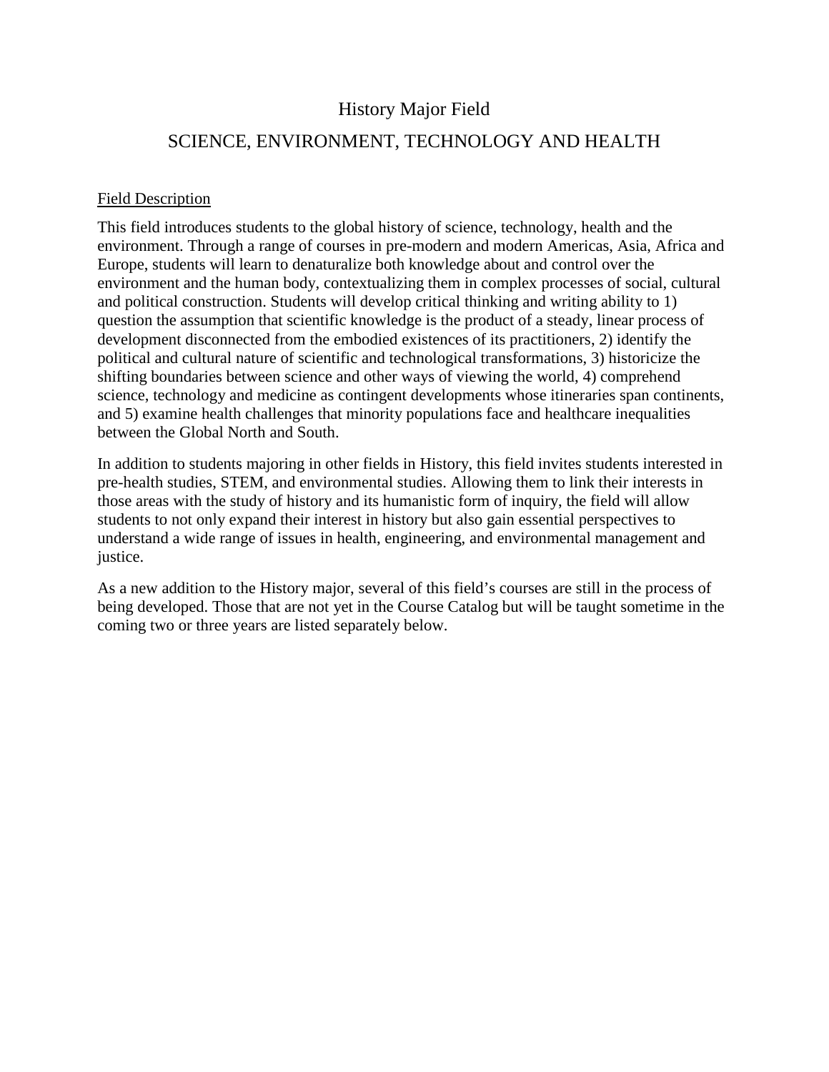# History Major Field

## SCIENCE, ENVIRONMENT, TECHNOLOGY AND HEALTH

### Field Description

This field introduces students to the global history of science, technology, health and the environment. Through a range of courses in pre-modern and modern Americas, Asia, Africa and Europe, students will learn to denaturalize both knowledge about and control over the environment and the human body, contextualizing them in complex processes of social, cultural and political construction. Students will develop critical thinking and writing ability to 1) question the assumption that scientific knowledge is the product of a steady, linear process of development disconnected from the embodied existences of its practitioners, 2) identify the political and cultural nature of scientific and technological transformations, 3) historicize the shifting boundaries between science and other ways of viewing the world, 4) comprehend science, technology and medicine as contingent developments whose itineraries span continents, and 5) examine health challenges that minority populations face and healthcare inequalities between the Global North and South.

In addition to students majoring in other fields in History, this field invites students interested in pre-health studies, STEM, and environmental studies. Allowing them to link their interests in those areas with the study of history and its humanistic form of inquiry, the field will allow students to not only expand their interest in history but also gain essential perspectives to understand a wide range of issues in health, engineering, and environmental management and justice.

As a new addition to the History major, several of this field's courses are still in the process of being developed. Those that are not yet in the Course Catalog but will be taught sometime in the coming two or three years are listed separately below.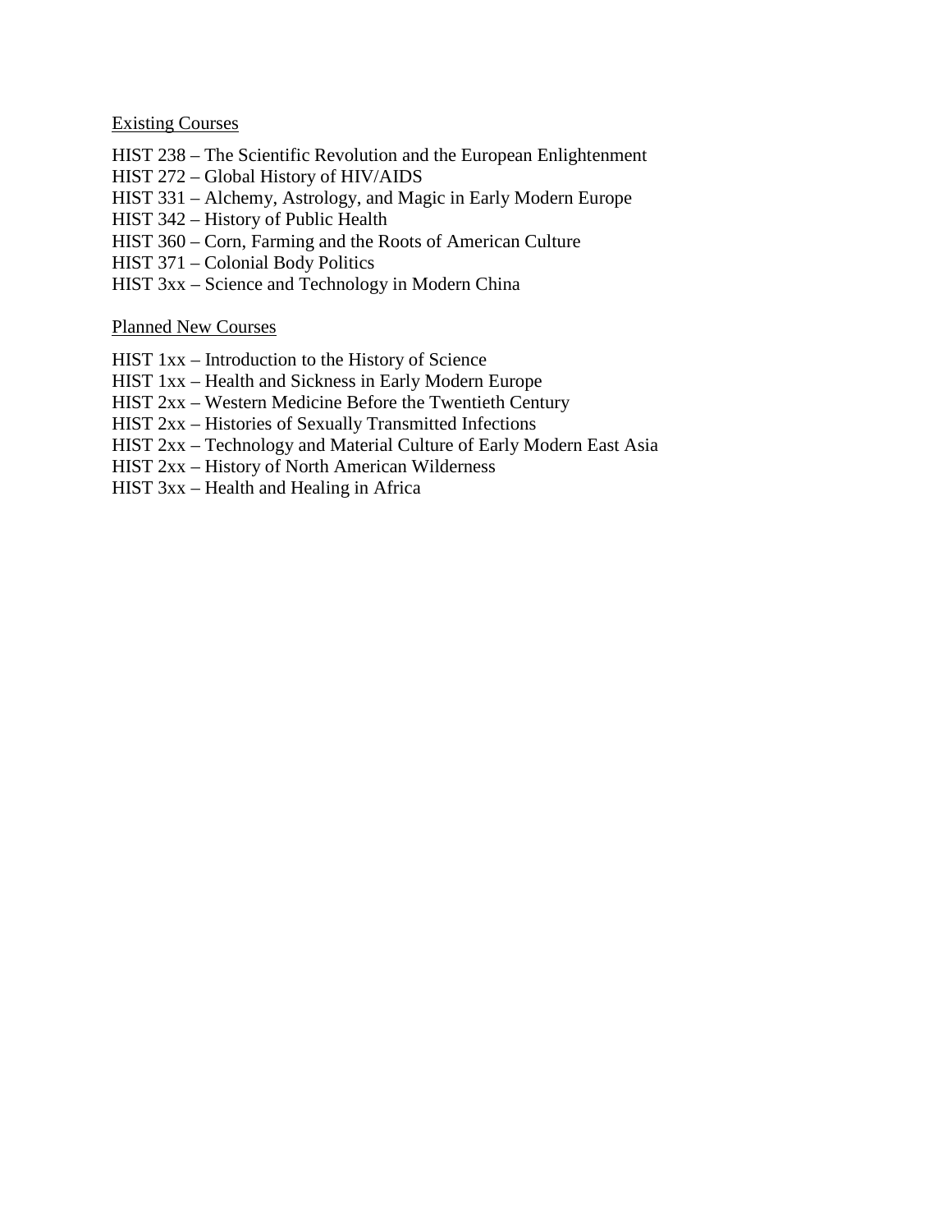<u>Existing Courses</u>

HIST 238 – The Scientific Revolution and the European Enlightenment
HIST 272 – Global History of HIV/AIDS
HIST 331 – Alchemy, Astrology, and Magic in Early Modern Europe
HIST 342 – History of Public Health
HIST 360 – Corn, Farming and the Roots of American Culture
HIST 371 – Colonial Body Politics
HIST 3xx – Science and Technology in Modern China

<u>Planned New Courses</u>

HIST 1xx – Introduction to the History of Science
HIST 1xx – Health and Sickness in Early Modern Europe
HIST 2xx – Western Medicine Before the Twentieth Century
HIST 2xx – Histories of Sexually Transmitted Infections
HIST 2xx – Technology and Material Culture of Early Modern East Asia
HIST 2xx – History of North American Wilderness
HIST 3xx – Health and Healing in Africa